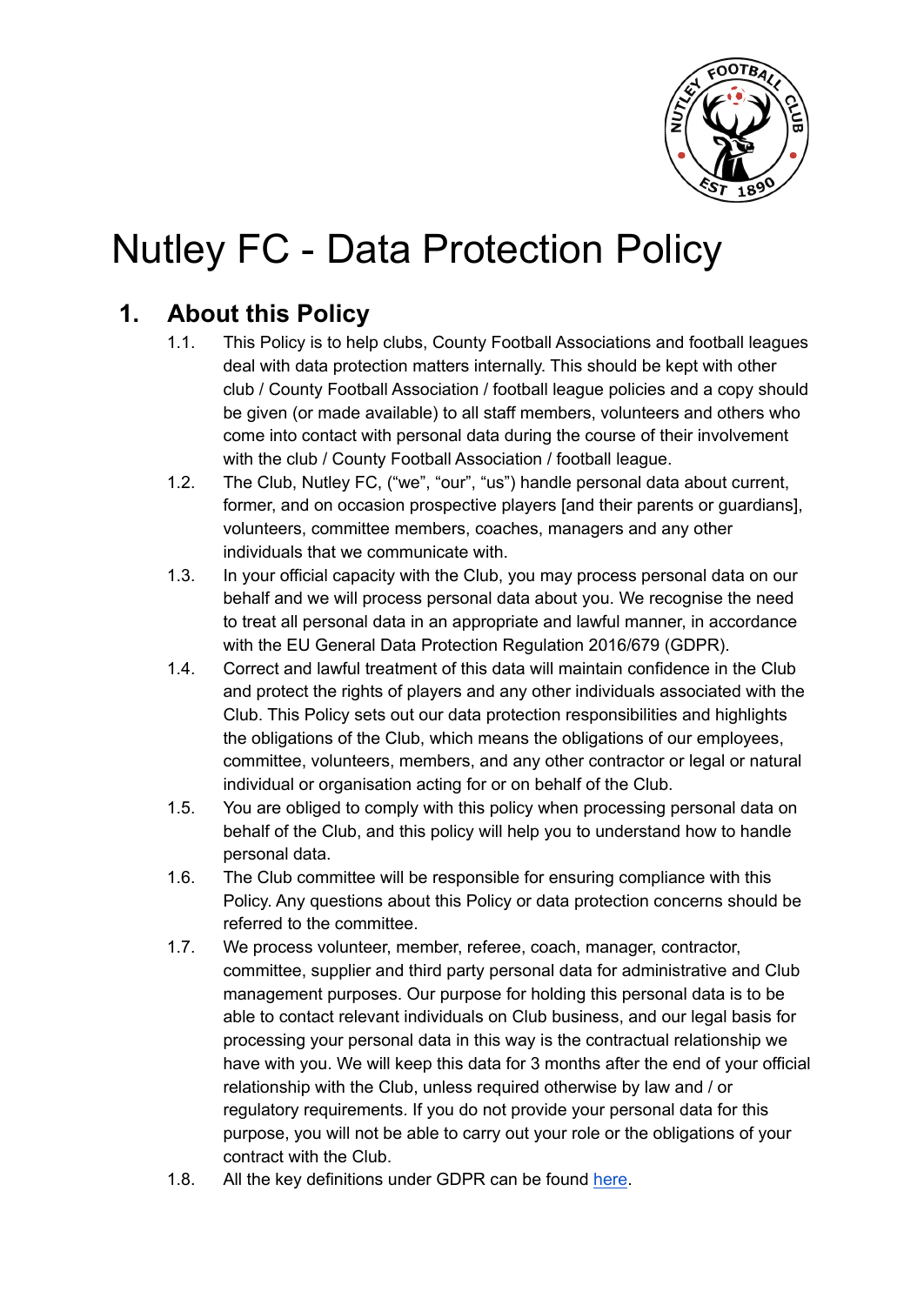# Nutley FC - Data Protection Policy

## 1. About this Policy

1.1. This Policy is to help clubs, County Football Associations and football leagues deal with data protection matters internally. This should be kept with other club / County Football Association / football league policies and a copy should be given (or made available) to all staff members, volunteers and others who come into contact with personal data during the course of their involvement with the club / County Football Association / football league.

1.2. The Club, Nutley FC, ("we", "our", "us") handle personal data about current, former, and on occasion prospective players [and their parents or guardians], volunteers, committee members, coaches, managers and any other individuals that we communicate with.

1.3. In your official capacity with the Club, you may process personal data on our behalf and we will process personal data about you. We recognise the need to treat all personal data in an appropriate and lawful manner, in accordance with the EU General Data Protection Regulation 2016/679 (GDPR).

1.4. Correct and lawful treatment of this data will maintain confidence in the Club and protect the rights of players and any other individuals associated with the Club. This Policy sets out our data protection responsibilities and highlights the obligations of the Club, which means the obligations of our employees, committee, volunteers, members, and any other contractor or legal or natural individual or organisation acting for or on behalf of the Club.

1.5. You are obliged to comply with this policy when processing personal data on behalf of the Club, and this policy will help you to understand how to handle personal data.

1.6. The Club committee will be responsible for ensuring compliance with this Policy. Any questions about this Policy or data protection concerns should be referred to the committee.

1.7. We process volunteer, member, referee, coach, manager, contractor, committee, supplier and third party personal data for administrative and Club management purposes. Our purpose for holding this personal data is to be able to contact relevant individuals on Club business, and our legal basis for processing your personal data in this way is the contractual relationship we have with you. We will keep this data for 3 months after the end of your official relationship with the Club, unless required otherwise by law and / or regulatory requirements. If you do not provide your personal data for this purpose, you will not be able to carry out your role or the obligations of your contract with the Club.

1.8. All the key definitions under GDPR can be found here.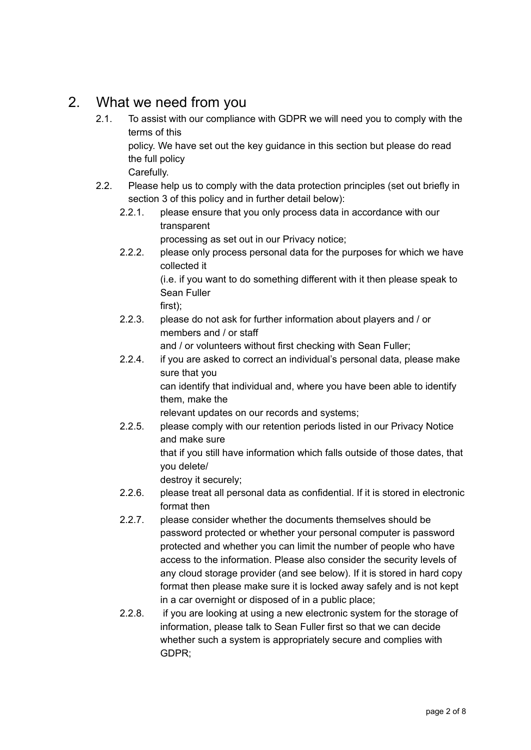## 2. What we need from you

2.1. To assist with our compliance with GDPR we will need you to comply with the terms of this policy. We have set out the key guidance in this section but please do read the full policy Carefully.

2.2. Please help us to comply with the data protection principles (set out briefly in section 3 of this policy and in further detail below):

- 2.2.1. please ensure that you only process data in accordance with our transparent processing as set out in our Privacy notice;
- 2.2.2. please only process personal data for the purposes for which we have collected it (i.e. if you want to do something different with it then please speak to Sean Fuller first);
- 2.2.3. please do not ask for further information about players and / or members and / or staff and / or volunteers without first checking with Sean Fuller;
- 2.2.4. if you are asked to correct an individual's personal data, please make sure that you can identify that individual and, where you have been able to identify them, make the relevant updates on our records and systems;
- 2.2.5. please comply with our retention periods listed in our Privacy Notice and make sure that if you still have information which falls outside of those dates, that you delete/ destroy it securely;
- 2.2.6. please treat all personal data as confidential. If it is stored in electronic format then
- 2.2.7. please consider whether the documents themselves should be password protected or whether your personal computer is password protected and whether you can limit the number of people who have access to the information. Please also consider the security levels of any cloud storage provider (and see below). If it is stored in hard copy format then please make sure it is locked away safely and is not kept in a car overnight or disposed of in a public place;
- 2.2.8. if you are looking at using a new electronic system for the storage of information, please talk to Sean Fuller first so that we can decide whether such a system is appropriately secure and complies with GDPR;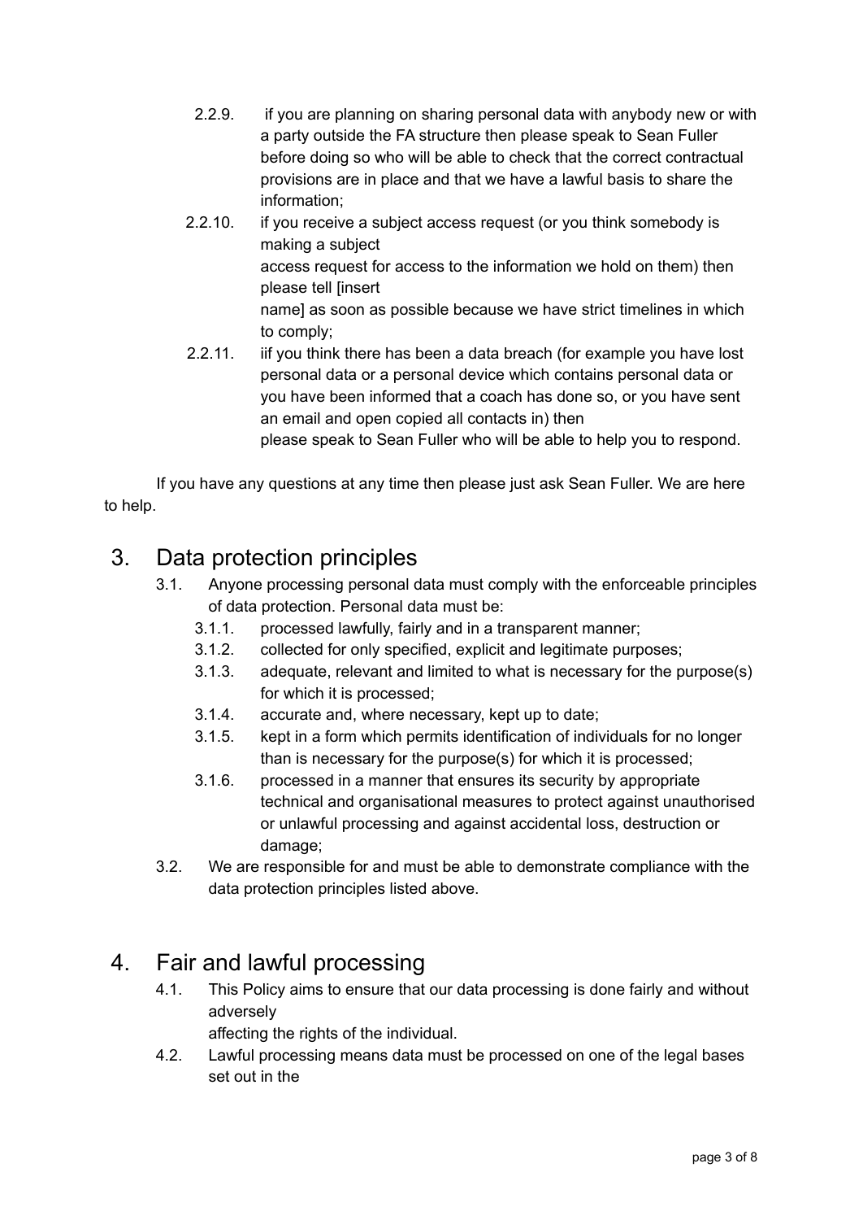2.2.9. if you are planning on sharing personal data with anybody new or with a party outside the FA structure then please speak to Sean Fuller before doing so who will be able to check that the correct contractual provisions are in place and that we have a lawful basis to share the information;

2.2.10. if you receive a subject access request (or you think somebody is making a subject access request for access to the information we hold on them) then please tell [insert name] as soon as possible because we have strict timelines in which to comply;

2.2.11. iif you think there has been a data breach (for example you have lost personal data or a personal device which contains personal data or you have been informed that a coach has done so, or you have sent an email and open copied all contacts in) then please speak to Sean Fuller who will be able to help you to respond.

If you have any questions at any time then please just ask Sean Fuller. We are here to help.

## 3. Data protection principles

3.1. Anyone processing personal data must comply with the enforceable principles of data protection. Personal data must be:

3.1.1. processed lawfully, fairly and in a transparent manner;

3.1.2. collected for only specified, explicit and legitimate purposes;

3.1.3. adequate, relevant and limited to what is necessary for the purpose(s) for which it is processed;

3.1.4. accurate and, where necessary, kept up to date;

3.1.5. kept in a form which permits identification of individuals for no longer than is necessary for the purpose(s) for which it is processed;

3.1.6. processed in a manner that ensures its security by appropriate technical and organisational measures to protect against unauthorised or unlawful processing and against accidental loss, destruction or damage;

3.2. We are responsible for and must be able to demonstrate compliance with the data protection principles listed above.

## 4. Fair and lawful processing

4.1. This Policy aims to ensure that our data processing is done fairly and without adversely affecting the rights of the individual.

4.2. Lawful processing means data must be processed on one of the legal bases set out in the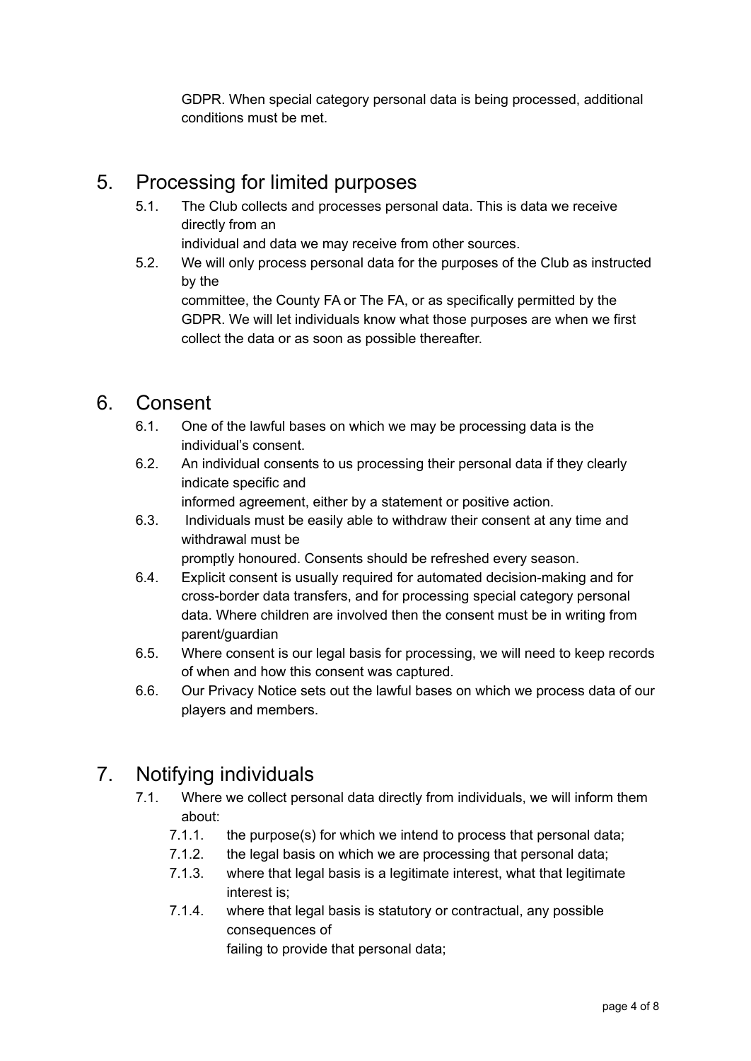GDPR. When special category personal data is being processed, additional conditions must be met.

## 5. Processing for limited purposes

5.1. The Club collects and processes personal data. This is data we receive directly from an individual and data we may receive from other sources.

5.2. We will only process personal data for the purposes of the Club as instructed by the committee, the County FA or The FA, or as specifically permitted by the GDPR. We will let individuals know what those purposes are when we first collect the data or as soon as possible thereafter.

## 6. Consent

6.1. One of the lawful bases on which we may be processing data is the individual's consent.

6.2. An individual consents to us processing their personal data if they clearly indicate specific and informed agreement, either by a statement or positive action.

6.3. Individuals must be easily able to withdraw their consent at any time and withdrawal must be promptly honoured. Consents should be refreshed every season.

6.4. Explicit consent is usually required for automated decision-making and for cross-border data transfers, and for processing special category personal data. Where children are involved then the consent must be in writing from parent/guardian

6.5. Where consent is our legal basis for processing, we will need to keep records of when and how this consent was captured.

6.6. Our Privacy Notice sets out the lawful bases on which we process data of our players and members.

## 7. Notifying individuals

7.1. Where we collect personal data directly from individuals, we will inform them about:

7.1.1. the purpose(s) for which we intend to process that personal data;

7.1.2. the legal basis on which we are processing that personal data;

7.1.3. where that legal basis is a legitimate interest, what that legitimate interest is;

7.1.4. where that legal basis is statutory or contractual, any possible consequences of failing to provide that personal data;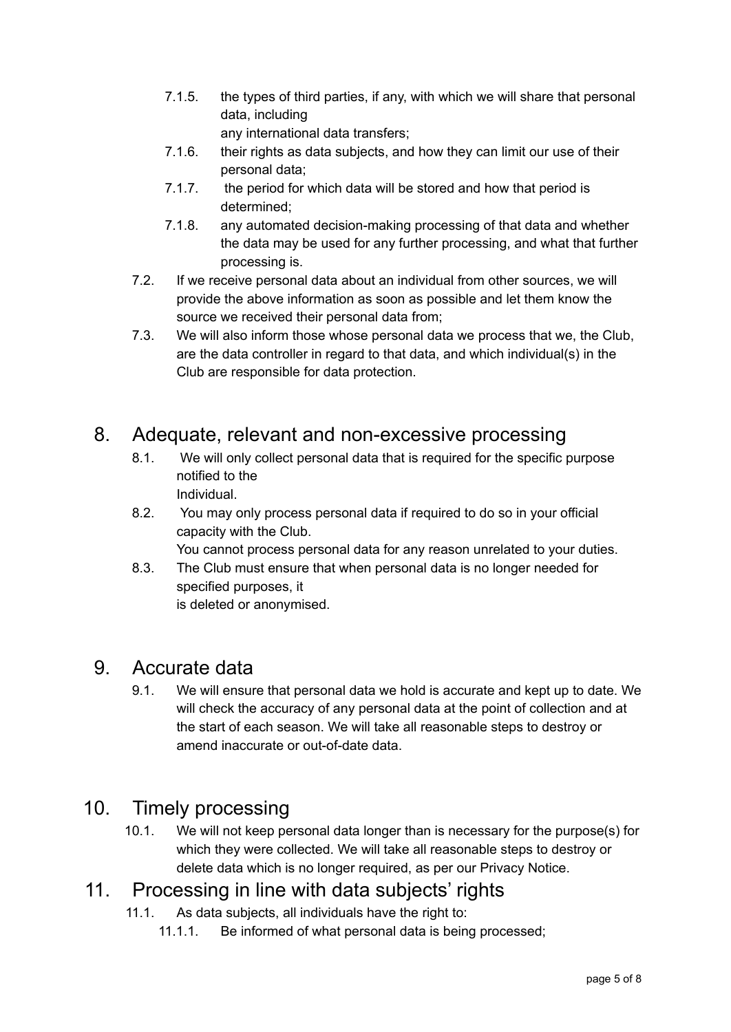- 7.1.5. the types of third parties, if any, with which we will share that personal data, including any international data transfers;
- 7.1.6. their rights as data subjects, and how they can limit our use of their personal data;
- 7.1.7. the period for which data will be stored and how that period is determined;
- 7.1.8. any automated decision-making processing of that data and whether the data may be used for any further processing, and what that further processing is.

7.2. If we receive personal data about an individual from other sources, we will provide the above information as soon as possible and let them know the source we received their personal data from;

7.3. We will also inform those whose personal data we process that we, the Club, are the data controller in regard to that data, and which individual(s) in the Club are responsible for data protection.

## 8. Adequate, relevant and non-excessive processing

8.1. We will only collect personal data that is required for the specific purpose notified to the Individual.

8.2. You may only process personal data if required to do so in your official capacity with the Club. You cannot process personal data for any reason unrelated to your duties.

8.3. The Club must ensure that when personal data is no longer needed for specified purposes, it is deleted or anonymised.

## 9. Accurate data

9.1. We will ensure that personal data we hold is accurate and kept up to date. We will check the accuracy of any personal data at the point of collection and at the start of each season. We will take all reasonable steps to destroy or amend inaccurate or out-of-date data.

## 10. Timely processing

10.1. We will not keep personal data longer than is necessary for the purpose(s) for which they were collected. We will take all reasonable steps to destroy or delete data which is no longer required, as per our Privacy Notice.

## 11. Processing in line with data subjects' rights

11.1. As data subjects, all individuals have the right to:

- 11.1.1. Be informed of what personal data is being processed;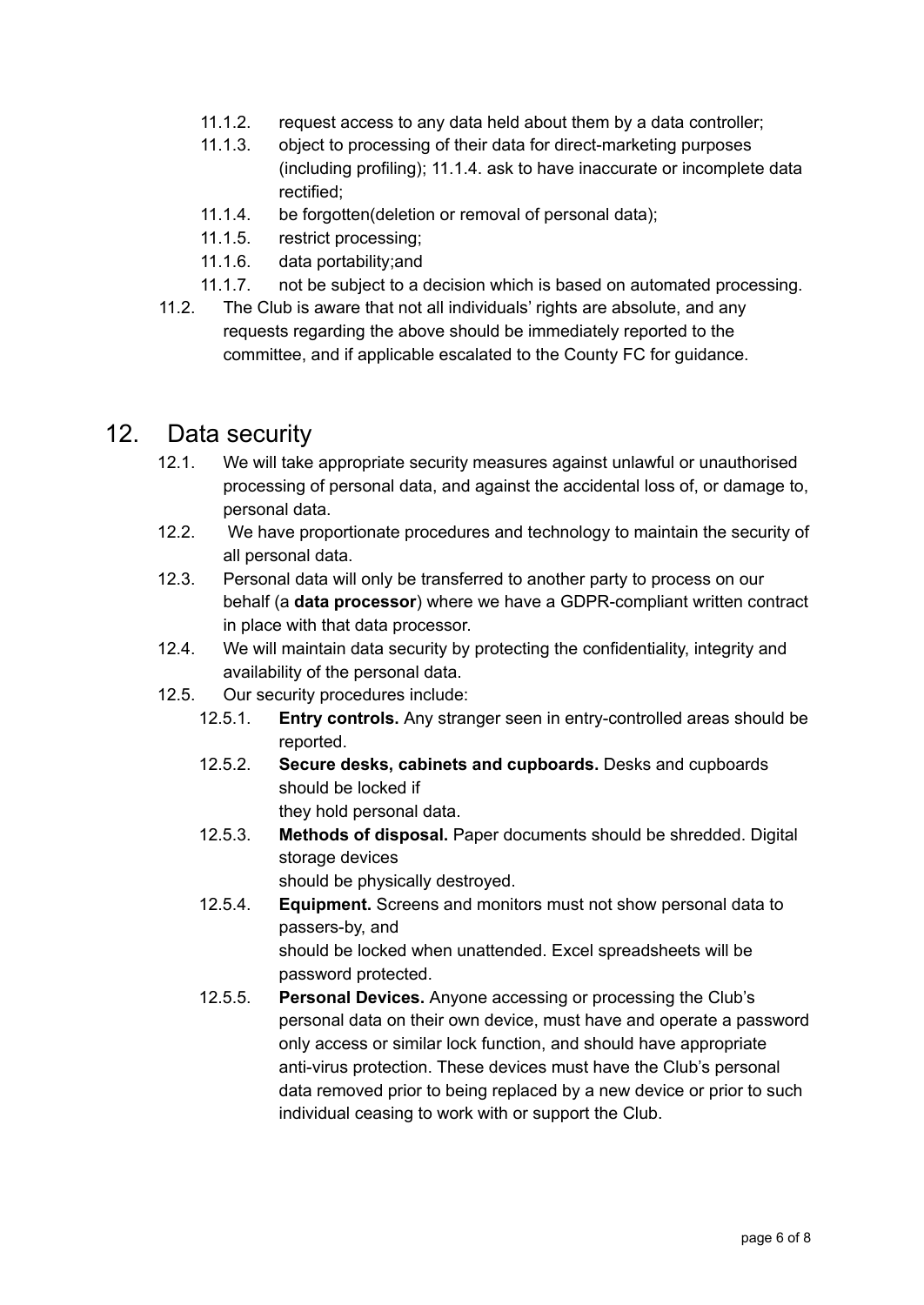- 11.1.2. request access to any data held about them by a data controller;
- 11.1.3. object to processing of their data for direct-marketing purposes (including profiling); 11.1.4. ask to have inaccurate or incomplete data rectified;
- 11.1.4. be forgotten(deletion or removal of personal data);
- 11.1.5. restrict processing;
- 11.1.6. data portability;and
- 11.1.7. not be subject to a decision which is based on automated processing.

11.2. The Club is aware that not all individuals' rights are absolute, and any requests regarding the above should be immediately reported to the committee, and if applicable escalated to the County FC for guidance.

# 12. Data security

12.1. We will take appropriate security measures against unlawful or unauthorised processing of personal data, and against the accidental loss of, or damage to, personal data.

12.2. We have proportionate procedures and technology to maintain the security of all personal data.

12.3. Personal data will only be transferred to another party to process on our behalf (a **data processor**) where we have a GDPR-compliant written contract in place with that data processor.

12.4. We will maintain data security by protecting the confidentiality, integrity and availability of the personal data.

12.5. Our security procedures include:

- 12.5.1. **Entry controls.** Any stranger seen in entry-controlled areas should be reported.
- 12.5.2. **Secure desks, cabinets and cupboards.** Desks and cupboards should be locked if they hold personal data.
- 12.5.3. **Methods of disposal.** Paper documents should be shredded. Digital storage devices should be physically destroyed.
- 12.5.4. **Equipment.** Screens and monitors must not show personal data to passers-by, and should be locked when unattended. Excel spreadsheets will be password protected.
- 12.5.5. **Personal Devices.** Anyone accessing or processing the Club's personal data on their own device, must have and operate a password only access or similar lock function, and should have appropriate anti-virus protection. These devices must have the Club's personal data removed prior to being replaced by a new device or prior to such individual ceasing to work with or support the Club.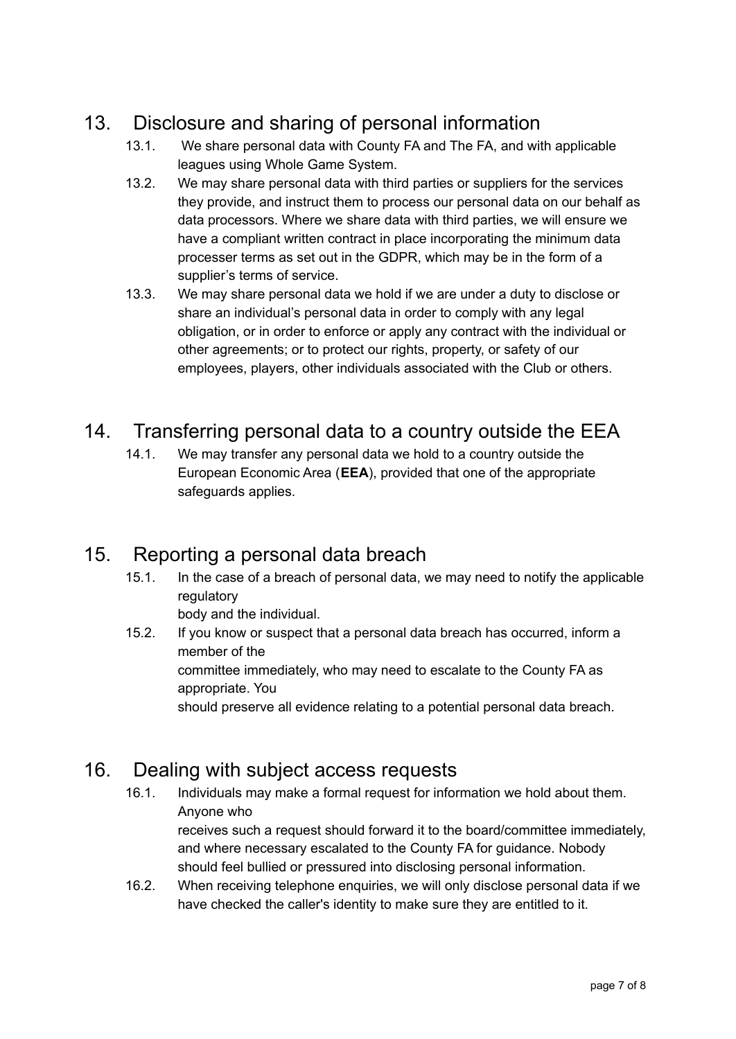## 13. Disclosure and sharing of personal information

13.1. We share personal data with County FA and The FA, and with applicable leagues using Whole Game System.

13.2. We may share personal data with third parties or suppliers for the services they provide, and instruct them to process our personal data on our behalf as data processors. Where we share data with third parties, we will ensure we have a compliant written contract in place incorporating the minimum data processer terms as set out in the GDPR, which may be in the form of a supplier's terms of service.

13.3. We may share personal data we hold if we are under a duty to disclose or share an individual's personal data in order to comply with any legal obligation, or in order to enforce or apply any contract with the individual or other agreements; or to protect our rights, property, or safety of our employees, players, other individuals associated with the Club or others.

## 14. Transferring personal data to a country outside the EEA

14.1. We may transfer any personal data we hold to a country outside the European Economic Area (**EEA**), provided that one of the appropriate safeguards applies.

## 15. Reporting a personal data breach

15.1. In the case of a breach of personal data, we may need to notify the applicable regulatory body and the individual.

15.2. If you know or suspect that a personal data breach has occurred, inform a member of the committee immediately, who may need to escalate to the County FA as appropriate. You should preserve all evidence relating to a potential personal data breach.

## 16. Dealing with subject access requests

16.1. Individuals may make a formal request for information we hold about them. Anyone who receives such a request should forward it to the board/committee immediately, and where necessary escalated to the County FA for guidance. Nobody should feel bullied or pressured into disclosing personal information.

16.2. When receiving telephone enquiries, we will only disclose personal data if we have checked the caller's identity to make sure they are entitled to it.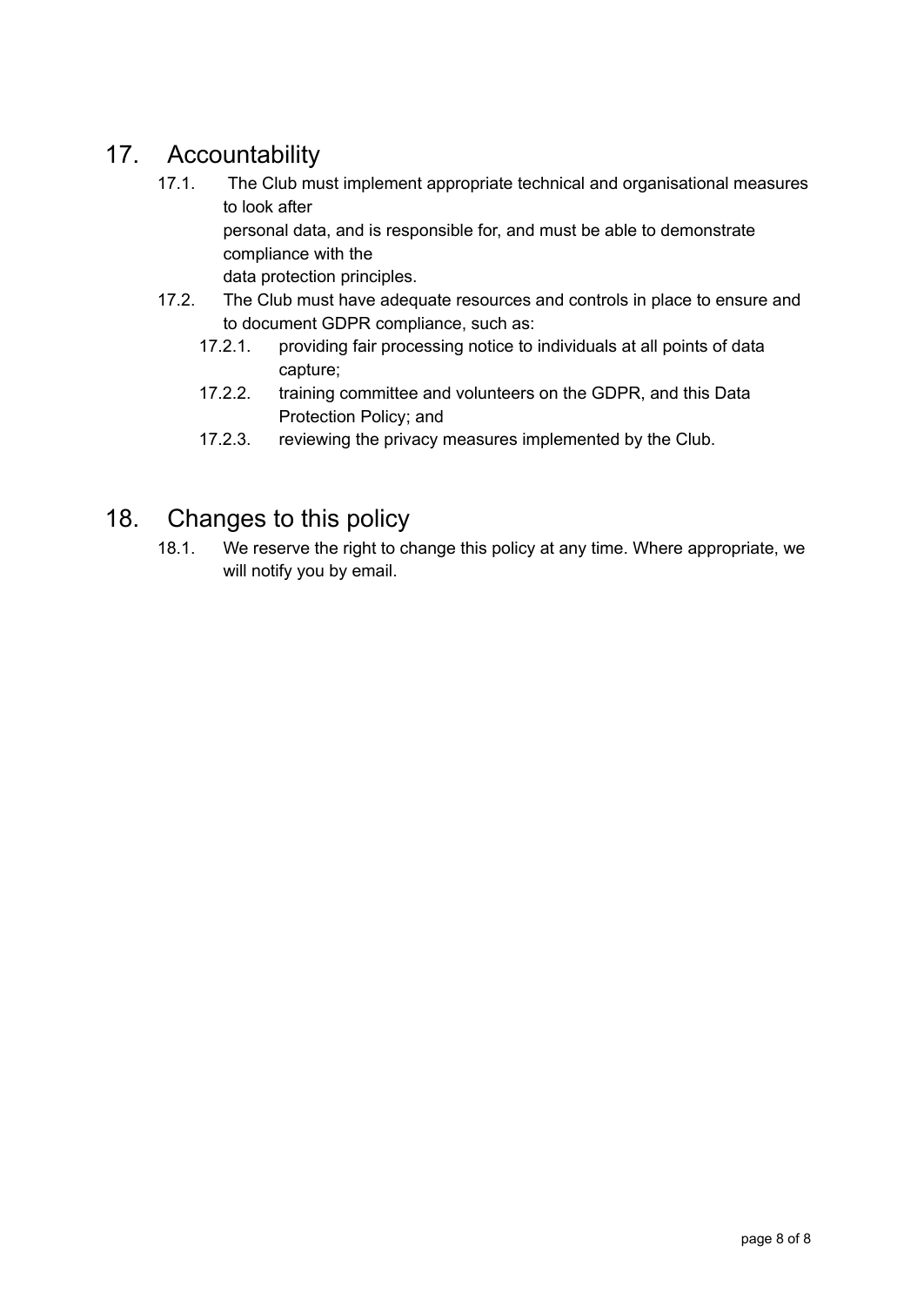## 17. Accountability

17.1. The Club must implement appropriate technical and organisational measures to look after personal data, and is responsible for, and must be able to demonstrate compliance with the data protection principles.

17.2. The Club must have adequate resources and controls in place to ensure and to document GDPR compliance, such as:

- 17.2.1. providing fair processing notice to individuals at all points of data capture;
- 17.2.2. training committee and volunteers on the GDPR, and this Data Protection Policy; and
- 17.2.3. reviewing the privacy measures implemented by the Club.

## 18. Changes to this policy

18.1. We reserve the right to change this policy at any time. Where appropriate, we will notify you by email.